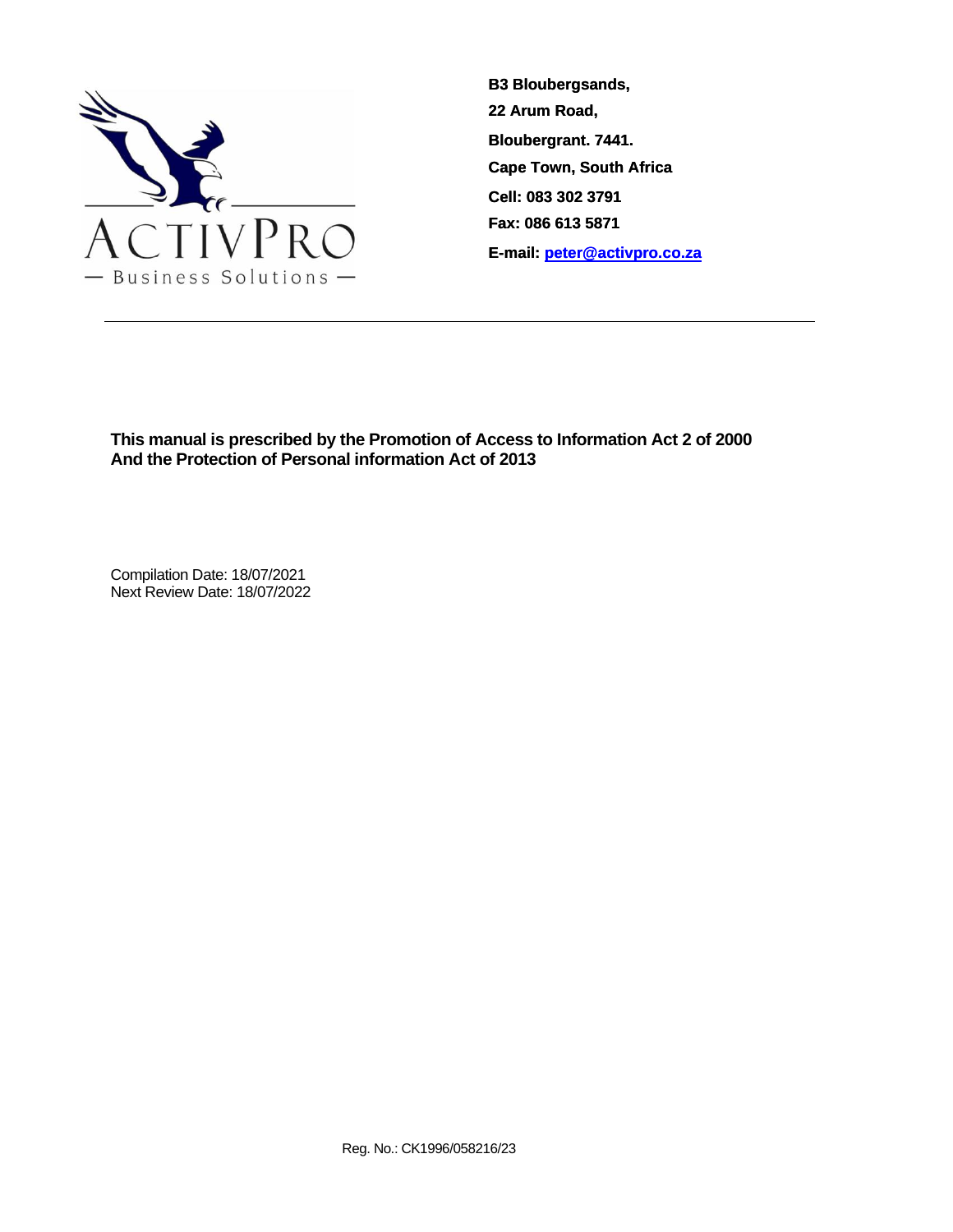ACTIVPRO

— Business Solutions —

**B3 Bloubergsands,**
**22 Arum Road,**
**Bloubergrant. 7441.**
**Cape Town, South Africa**
**Cell: 083 302 3791**
**Fax: 086 613 5871**
**E-mail: peter@activpro.co.za**

---

**This manual is prescribed by the Promotion of Access to Information Act 2 of 2000**
**And the Protection of Personal information Act of 2013**

Compilation Date: 18/07/2021
Next Review Date: 18/07/2022

Reg. No.: CK1996/058216/23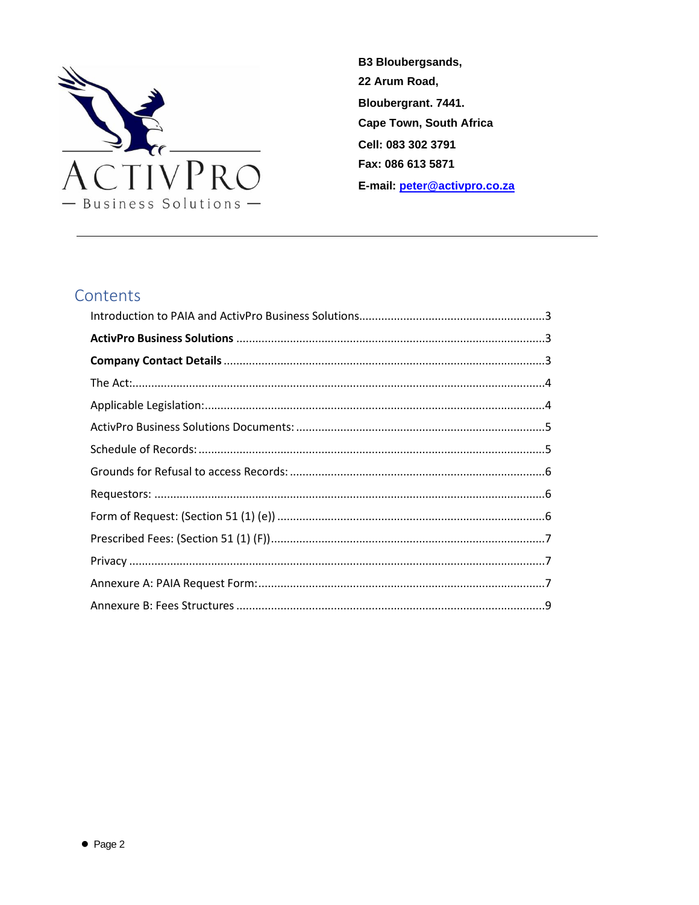B3 Bloubergsands,
22 Arum Road,
Bloubergrant. 7441.
Cape Town, South Africa
Cell: 083 302 3791
Fax: 086 613 5871
E-mail: peter@activpro.co.za

---

## Contents

Introduction to PAIA and ActivPro Business Solutions....................3

**ActivPro Business Solutions** ....................3

**Company Contact Details** ....................3

The Act:....................4

Applicable Legislation:....................4

ActivPro Business Solutions Documents: ....................5

Schedule of Records:....................5

Grounds for Refusal to access Records: ....................6

Requestors: ....................6

Form of Request: (Section 51 (1) (e)) ....................6

Prescribed Fees: (Section 51 (1) (F))....................7

Privacy ....................7

Annexure A: PAIA Request Form:....................7

Annexure B: Fees Structures ....................9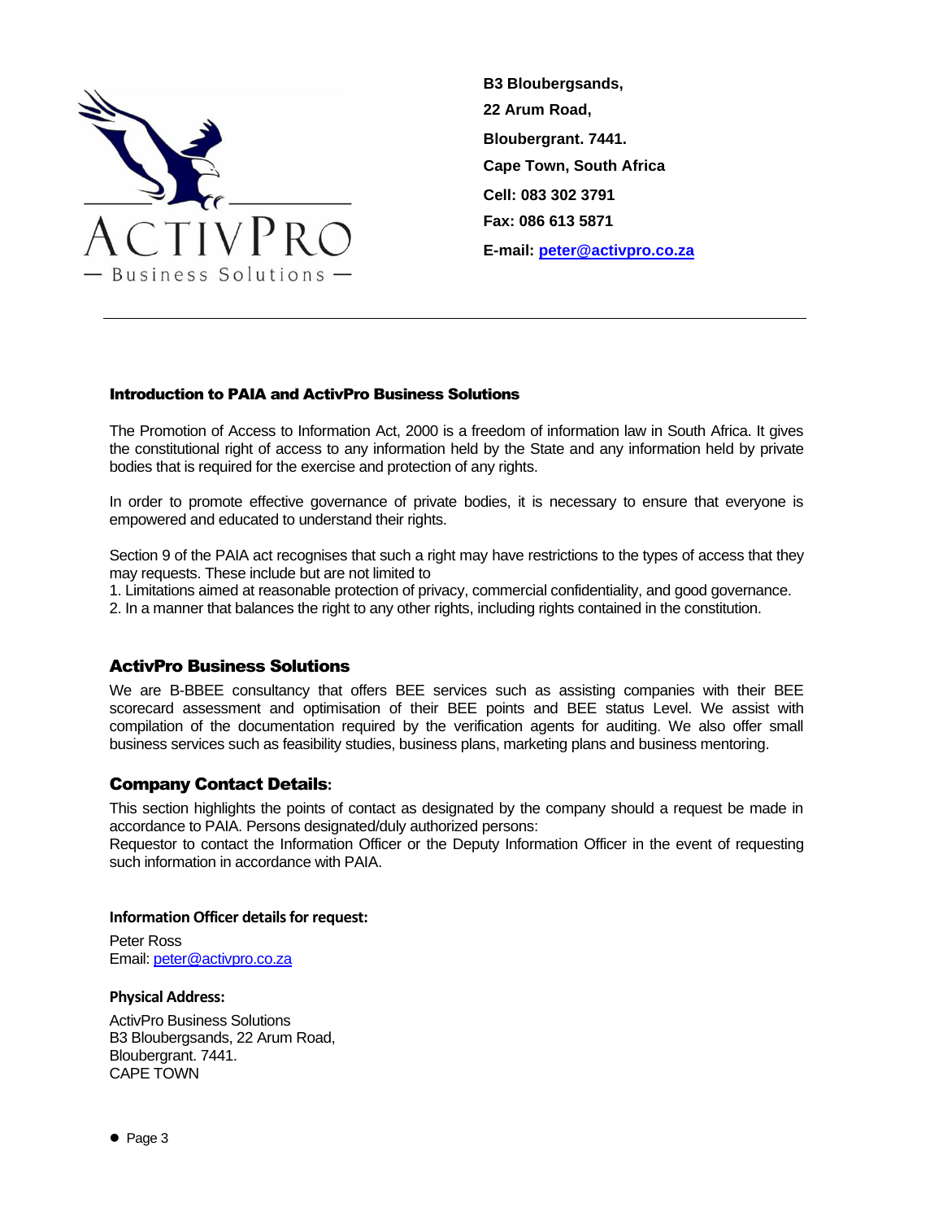**B3 Bloubergsands,**

**22 Arum Road,**

**Bloubergrant. 7441.**

**Cape Town, South Africa**

**Cell: 083 302 3791**

**Fax: 086 613 5871**

**E-mail: peter@activpro.co.za**

---

### Introduction to PAIA and ActivPro Business Solutions

The Promotion of Access to Information Act, 2000 is a freedom of information law in South Africa. It gives the constitutional right of access to any information held by the State and any information held by private bodies that is required for the exercise and protection of any rights.

In order to promote effective governance of private bodies, it is necessary to ensure that everyone is empowered and educated to understand their rights.

Section 9 of the PAIA act recognises that such a right may have restrictions to the types of access that they may requests. These include but are not limited to

1. Limitations aimed at reasonable protection of privacy, commercial confidentiality, and good governance.
2. In a manner that balances the right to any other rights, including rights contained in the constitution.

## ActivPro Business Solutions

We are B-BBEE consultancy that offers BEE services such as assisting companies with their BEE scorecard assessment and optimisation of their BEE points and BEE status Level. We assist with compilation of the documentation required by the verification agents for auditing. We also offer small business services such as feasibility studies, business plans, marketing plans and business mentoring.

## Company Contact Details:

This section highlights the points of contact as designated by the company should a request be made in accordance to PAIA. Persons designated/duly authorized persons:
Requestor to contact the Information Officer or the Deputy Information Officer in the event of requesting such information in accordance with PAIA.

**Information Officer details for request:**

Peter Ross
Email: peter@activpro.co.za

**Physical Address:**

ActivPro Business Solutions
B3 Bloubergsands, 22 Arum Road,
Bloubergrant. 7441.
CAPE TOWN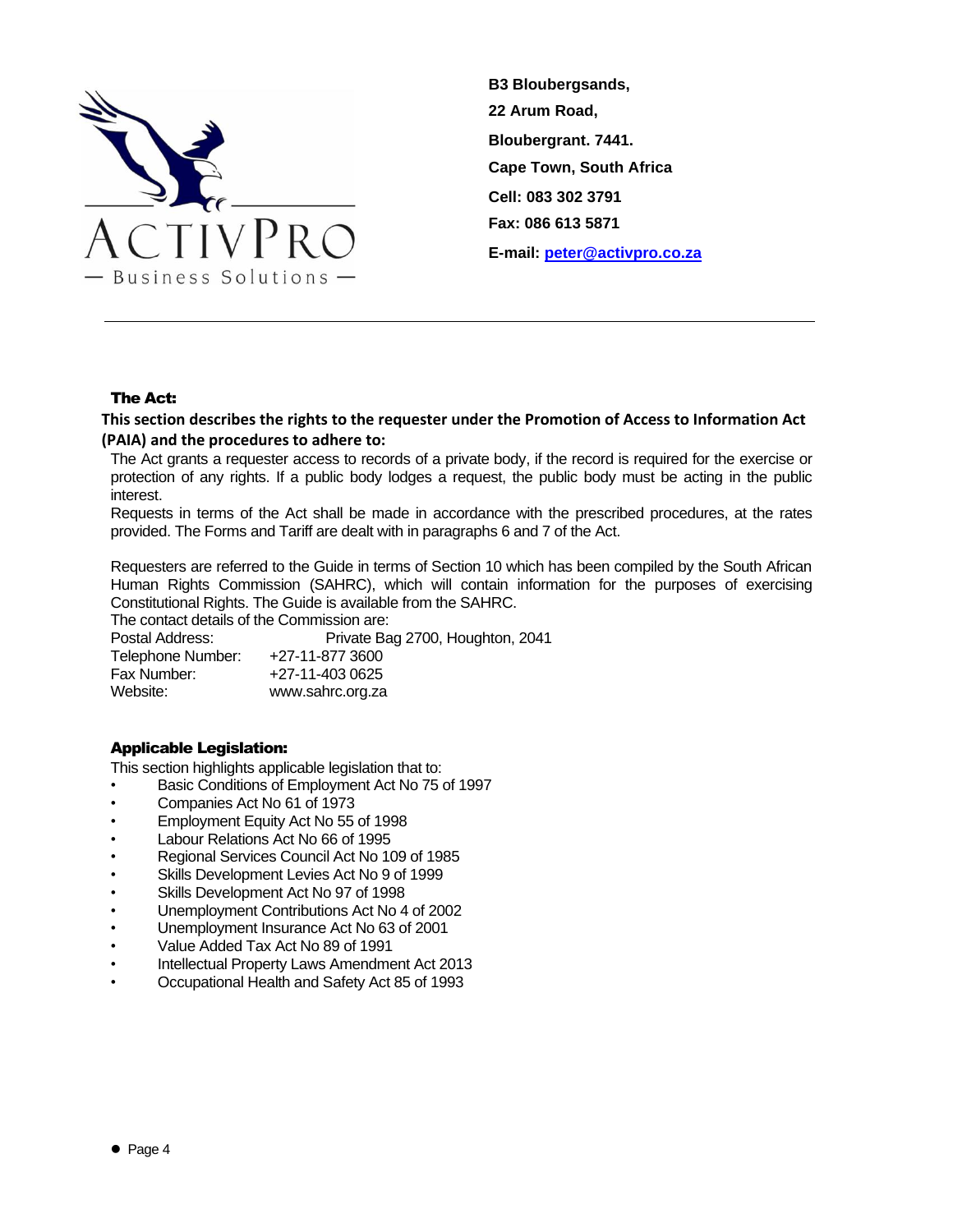B3 Bloubergsands,

22 Arum Road,

Bloubergrant. 7441.

Cape Town, South Africa

Cell: 083 302 3791

Fax: 086 613 5871

E-mail: peter@activpro.co.za

---

### The Act:

**This section describes the rights to the requester under the Promotion of Access to Information Act (PAIA) and the procedures to adhere to:**

The Act grants a requester access to records of a private body, if the record is required for the exercise or protection of any rights. If a public body lodges a request, the public body must be acting in the public interest.

Requests in terms of the Act shall be made in accordance with the prescribed procedures, at the rates provided. The Forms and Tariff are dealt with in paragraphs 6 and 7 of the Act.

Requesters are referred to the Guide in terms of Section 10 which has been compiled by the South African Human Rights Commission (SAHRC), which will contain information for the purposes of exercising Constitutional Rights. The Guide is available from the SAHRC.

The contact details of the Commission are:

| | |
|---|---|
| Postal Address: | Private Bag 2700, Houghton, 2041 |
| Telephone Number: | +27-11-877 3600 |
| Fax Number: | +27-11-403 0625 |
| Website: | www.sahrc.org.za |

### Applicable Legislation:

This section highlights applicable legislation that to:

- Basic Conditions of Employment Act No 75 of 1997
- Companies Act No 61 of 1973
- Employment Equity Act No 55 of 1998
- Labour Relations Act No 66 of 1995
- Regional Services Council Act No 109 of 1985
- Skills Development Levies Act No 9 of 1999
- Skills Development Act No 97 of 1998
- Unemployment Contributions Act No 4 of 2002
- Unemployment Insurance Act No 63 of 2001
- Value Added Tax Act No 89 of 1991
- Intellectual Property Laws Amendment Act 2013
- Occupational Health and Safety Act 85 of 1993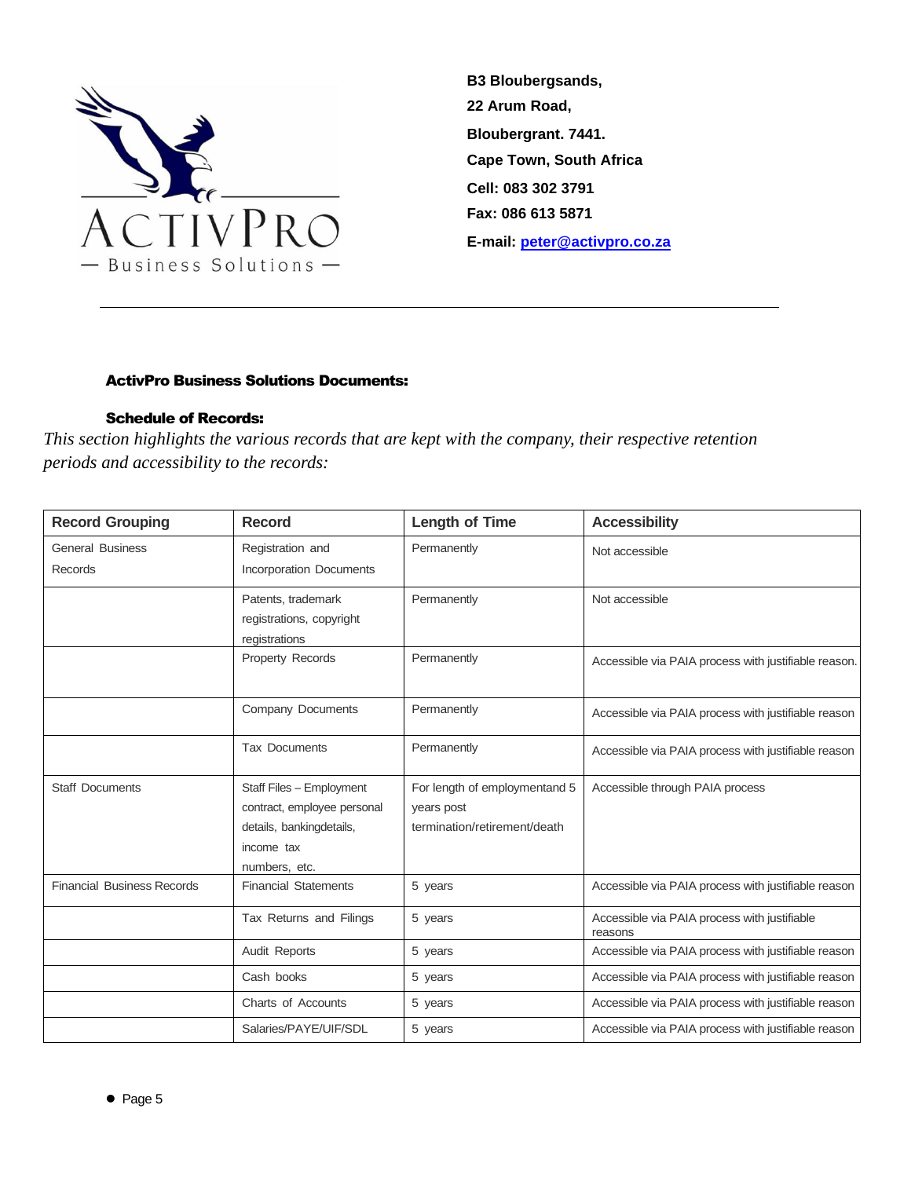B3 Bloubergsands,
22 Arum Road,
Bloubergrant. 7441.
Cape Town, South Africa
Cell: 083 302 3791
Fax: 086 613 5871
E-mail: peter@activpro.co.za

---

### ActivPro Business Solutions Documents:

### Schedule of Records:

*This section highlights the various records that are kept with the company, their respective retention periods and accessibility to the records:*

| Record Grouping | Record | Length of Time | Accessibility |
|---|---|---|---|
| General Business Records | Registration and Incorporation Documents | Permanently | Not accessible |
| | Patents, trademark registrations, copyright registrations | Permanently | Not accessible |
| | Property Records | Permanently | Accessible via PAIA process with justifiable reason. |
| | Company Documents | Permanently | Accessible via PAIA process with justifiable reason |
| | Tax Documents | Permanently | Accessible via PAIA process with justifiable reason |
| Staff Documents | Staff Files – Employment contract, employee personal details, bankingdetails, income tax numbers, etc. | For length of employmentand 5 years post termination/retirement/death | Accessible through PAIA process |
| Financial Business Records | Financial Statements | 5 years | Accessible via PAIA process with justifiable reason |
| | Tax Returns and Filings | 5 years | Accessible via PAIA process with justifiable reasons |
| | Audit Reports | 5 years | Accessible via PAIA process with justifiable reason |
| | Cash books | 5 years | Accessible via PAIA process with justifiable reason |
| | Charts of Accounts | 5 years | Accessible via PAIA process with justifiable reason |
| | Salaries/PAYE/UIF/SDL | 5 years | Accessible via PAIA process with justifiable reason |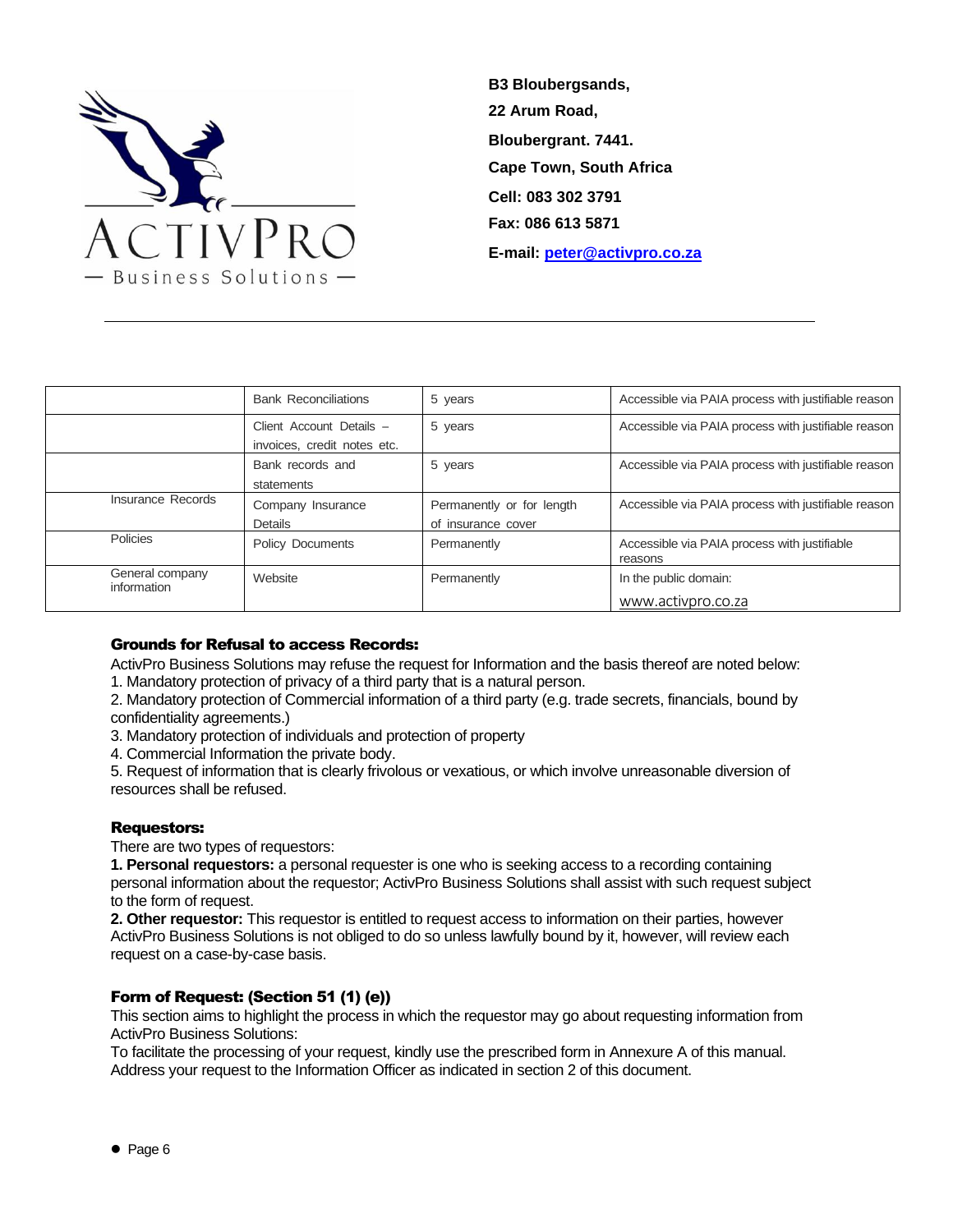**B3 Bloubergsands,**
**22 Arum Road,**
**Bloubergrant. 7441.**
**Cape Town, South Africa**
**Cell: 083 302 3791**
**Fax: 086 613 5871**
**E-mail: peter@activpro.co.za**

| | | | |
|---|---|---|---|
| | Bank Reconciliations | 5 years | Accessible via PAIA process with justifiable reason |
| | Client Account Details – invoices, credit notes etc. | 5 years | Accessible via PAIA process with justifiable reason |
| | Bank records and statements | 5 years | Accessible via PAIA process with justifiable reason |
| Insurance Records | Company Insurance Details | Permanently or for length of insurance cover | Accessible via PAIA process with justifiable reason |
| Policies | Policy Documents | Permanently | Accessible via PAIA process with justifiable reasons |
| General company information | Website | Permanently | In the public domain: www.activpro.co.za |

### Grounds for Refusal to access Records:

ActivPro Business Solutions may refuse the request for Information and the basis thereof are noted below:
1. Mandatory protection of privacy of a third party that is a natural person.
2. Mandatory protection of Commercial information of a third party (e.g. trade secrets, financials, bound by confidentiality agreements.)
3. Mandatory protection of individuals and protection of property
4. Commercial Information the private body.
5. Request of information that is clearly frivolous or vexatious, or which involve unreasonable diversion of resources shall be refused.

### Requestors:

There are two types of requestors:
**1. Personal requestors:** a personal requester is one who is seeking access to a recording containing personal information about the requestor; ActivPro Business Solutions shall assist with such request subject to the form of request.
**2. Other requestor:** This requestor is entitled to request access to information on their parties, however ActivPro Business Solutions is not obliged to do so unless lawfully bound by it, however, will review each request on a case-by-case basis.

### Form of Request: (Section 51 (1) (e))

This section aims to highlight the process in which the requestor may go about requesting information from ActivPro Business Solutions:
To facilitate the processing of your request, kindly use the prescribed form in Annexure A of this manual. Address your request to the Information Officer as indicated in section 2 of this document.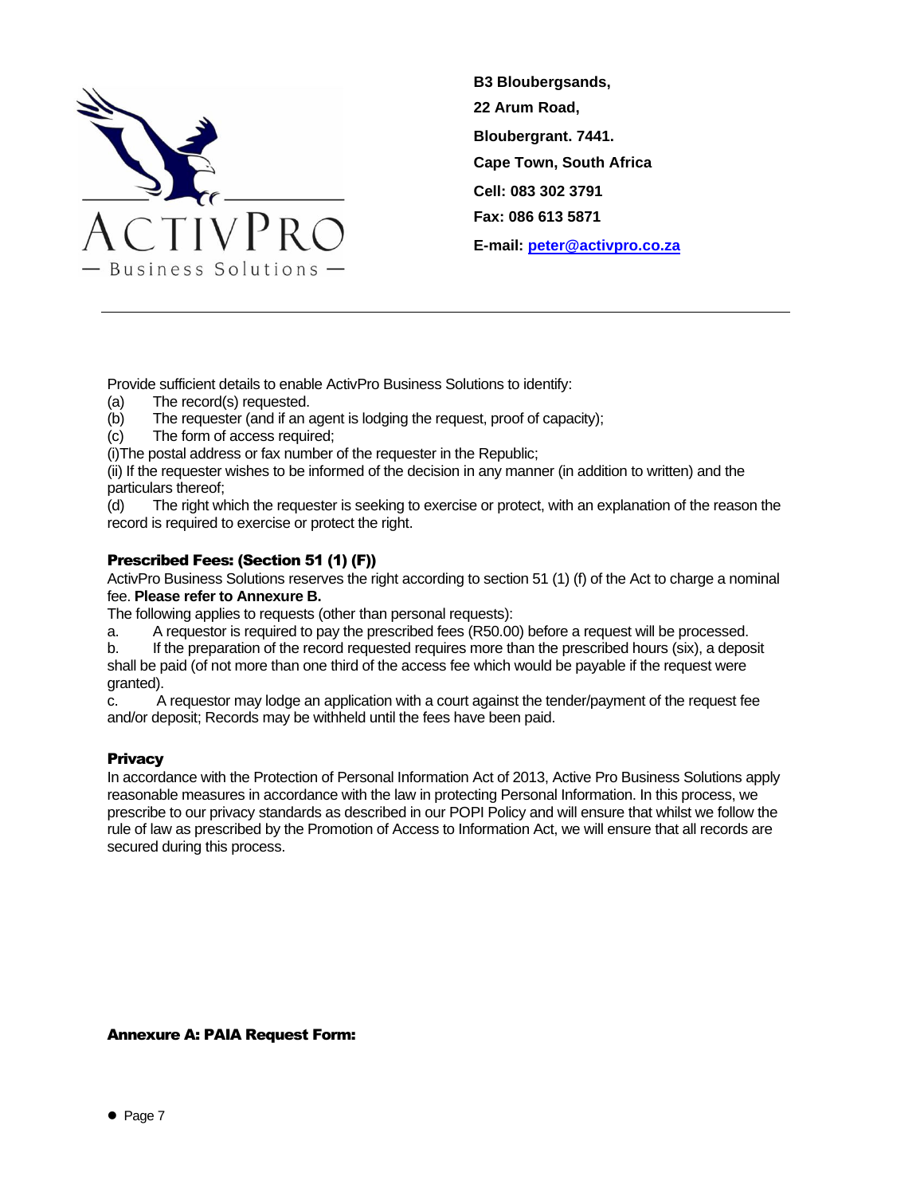Provide sufficient details to enable ActivPro Business Solutions to identify:

(a) The record(s) requested.
(b) The requester (and if an agent is lodging the request, proof of capacity);
(c) The form of access required;
(i)The postal address or fax number of the requester in the Republic;
(ii) If the requester wishes to be informed of the decision in any manner (in addition to written) and the particulars thereof;
(d) The right which the requester is seeking to exercise or protect, with an explanation of the reason the record is required to exercise or protect the right.

### Prescribed Fees: (Section 51 (1) (F))

ActivPro Business Solutions reserves the right according to section 51 (1) (f) of the Act to charge a nominal fee. **Please refer to Annexure B.**

The following applies to requests (other than personal requests):

a. A requestor is required to pay the prescribed fees (R50.00) before a request will be processed.
b. If the preparation of the record requested requires more than the prescribed hours (six), a deposit shall be paid (of not more than one third of the access fee which would be payable if the request were granted).
c. A requestor may lodge an application with a court against the tender/payment of the request fee and/or deposit; Records may be withheld until the fees have been paid.

### Privacy

In accordance with the Protection of Personal Information Act of 2013, Active Pro Business Solutions apply reasonable measures in accordance with the law in protecting Personal Information. In this process, we prescribe to our privacy standards as described in our POPI Policy and will ensure that whilst we follow the rule of law as prescribed by the Promotion of Access to Information Act, we will ensure that all records are secured during this process.

### Annexure A: PAIA Request Form: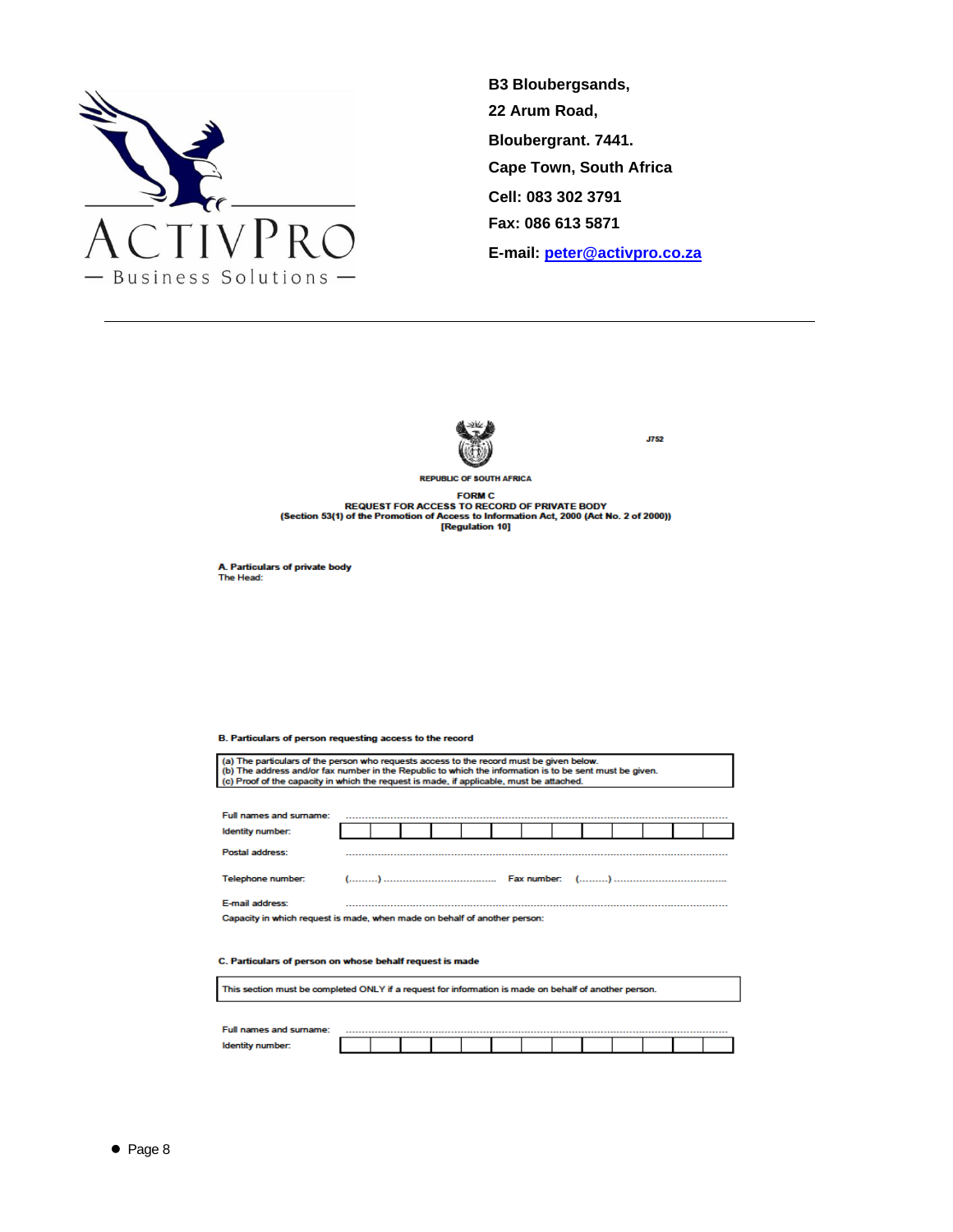B3 Bloubergsands,
22 Arum Road,
Bloubergrant. 7441.
Cape Town, South Africa
Cell: 083 302 3791
Fax: 086 613 5871
E-mail: peter@activpro.co.za

---

J752

REPUBLIC OF SOUTH AFRICA

**FORM C**
**REQUEST FOR ACCESS TO RECORD OF PRIVATE BODY**
**(Section 53(1) of the Promotion of Access to Information Act, 2000 (Act No. 2 of 2000))**
**[Regulation 10]**

**A. Particulars of private body**
The Head:

**B. Particulars of person requesting access to the record**

(a) The particulars of the person who requests access to the record must be given below.
(b) The address and/or fax number in the Republic to which the information is to be sent must be given.
(c) Proof of the capacity in which the request is made, if applicable, must be attached.

Full names and surname: ..............................................................................................

Identity number: | | | | | | | | | | | | | |

Postal address: ..............................................................................................

Telephone number: (.........) .................................... Fax number: (.........) ....................................

E-mail address: ..............................................................................................

Capacity in which request is made, when made on behalf of another person:

**C. Particulars of person on whose behalf request is made**

This section must be completed ONLY if a request for information is made on behalf of another person.

Full names and surname: ..............................................................................................

Identity number: | | | | | | | | | | | | | |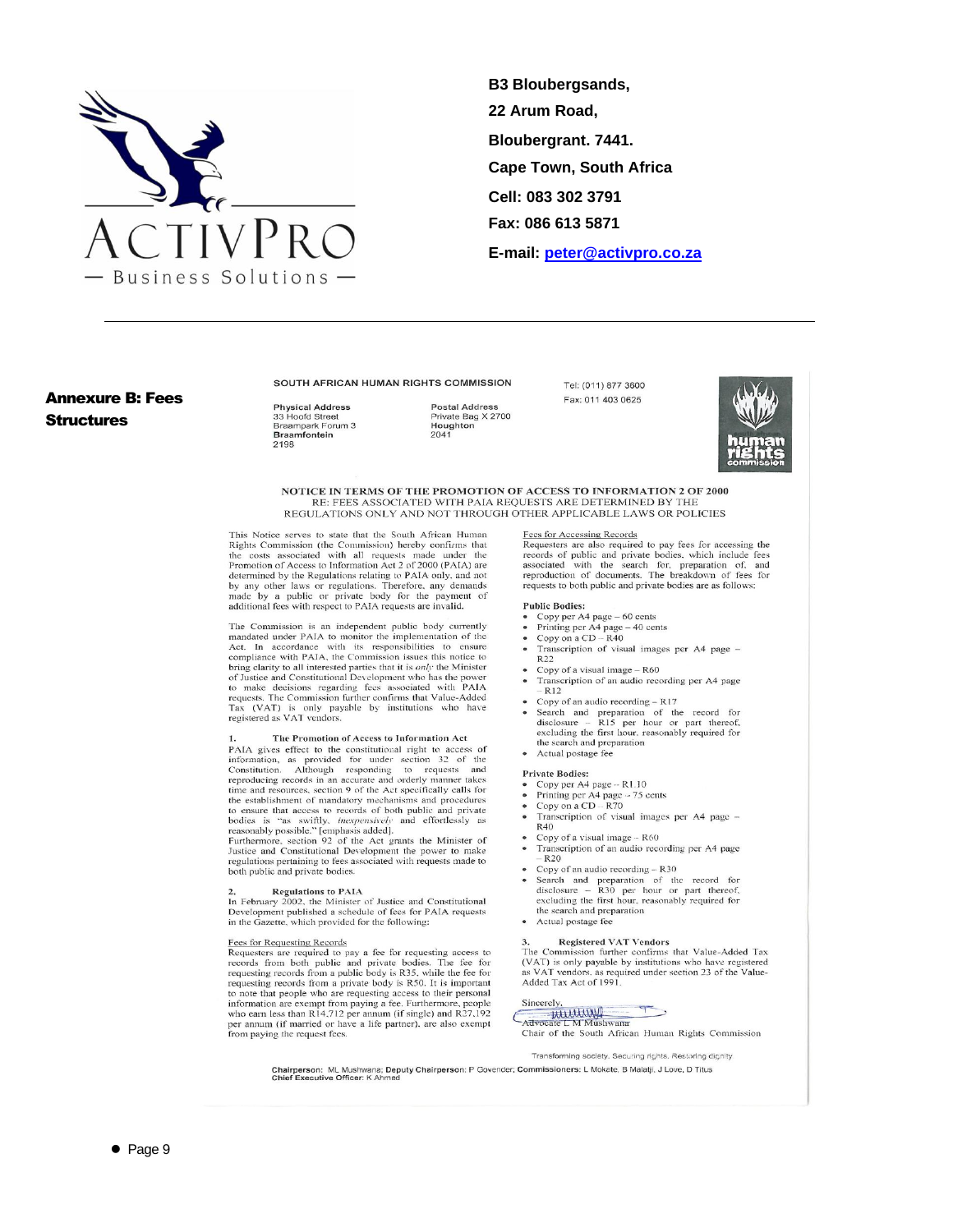ACTIVPRO
— Business Solutions —

**B3 Bloubergsands,**

**22 Arum Road,**

**Bloubergrant. 7441.**

**Cape Town, South Africa**

**Cell: 083 302 3791**

**Fax: 086 613 5871**

**E-mail: peter@activpro.co.za**

---

## Annexure B: Fees Structures

**SOUTH AFRICAN HUMAN RIGHTS COMMISSION**

**Physical Address**
33 Hoofd Street
Braampark Forum 3
**Braamfontein**
2198

**Postal Address**
Private Bag X 2700
Houghton
2041

Tel: (011) 877 3600
Fax: 011 403 0625

human rights commission

**NOTICE IN TERMS OF THE PROMOTION OF ACCESS TO INFORMATION 2 OF 2000**
RE: FEES ASSOCIATED WITH PAIA REQUESTS ARE DETERMINED BY THE REGULATIONS ONLY AND NOT THROUGH OTHER APPLICABLE LAWS OR POLICIES

This Notice serves to state that the South African Human Rights Commission (the Commission) hereby confirms that the costs associated with all requests made under the Promotion of Access to Information Act 2 of 2000 (PAIA) are determined by the Regulations relating to PAIA only, and not by any other laws or regulations. Therefore, any demands made by a public or private body for the payment of additional fees with respect to PAIA requests are invalid.

The Commission is an independent public body currently mandated under PAIA to monitor the implementation of the Act. In accordance with its responsibilities to ensure compliance with PAIA, the Commission issues this notice to bring clarity to all interested parties that it is *only* the Minister of Justice and Constitutional Development who has the power to make decisions regarding fees associated with PAIA requests. The Commission further confirms that Value-Added Tax (VAT) is only payable by institutions who have registered as VAT vendors.

**1. The Promotion of Access to Information Act**
PAIA gives effect to the constitutional right to access of information, as provided for under section 32 of the Constitution. Although responding to requests and reproducing records in an accurate and orderly manner takes time and resources, section 9 of the Act specifically calls for the establishment of mandatory mechanisms and procedures to ensure that access to records of both public and private bodies is "as swiftly, *inexpensively* and effortlessly as reasonably possible." [emphasis added].
Furthermore, section 92 of the Act grants the Minister of Justice and Constitutional Development the power to make regulations pertaining to fees associated with requests made to both public and private bodies.

**2. Regulations to PAIA**
In February 2002, the Minister of Justice and Constitutional Development published a schedule of fees for PAIA requests in the Gazette, which provided for the following:

Fees for Requesting Records
Requesters are required to pay a fee for requesting access to records from both public and private bodies. The fee for requesting records from a public body is R35, while the fee for requesting records from a private body is R50. It is important to note that people who are requesting access to their personal information are exempt from paying a fee. Furthermore, people who earn less than R14,712 per annum (if single) and R27,192 per annum (if married or have a life partner), are also exempt from paying the request fees.

Fees for Accessing Records
Requesters are also required to pay fees for accessing the records of public and private bodies, which include fees associated with the search for, preparation of, and reproduction of documents. The breakdown of fees for requests to both public and private bodies are as follows:

**Public Bodies:**

- Copy per A4 page – 60 cents
- Printing per A4 page – 40 cents
- Copy on a CD – R40
- Transcription of visual images per A4 page – R22
- Copy of a visual image – R60
- Transcription of an audio recording per A4 page – R12
- Copy of an audio recording – R17
- Search and preparation of the record for disclosure – R15 per hour or part thereof, excluding the first hour, reasonably required for the search and preparation
- Actual postage fee

**Private Bodies:**

- Copy per A4 page – R1.10
- Printing per A4 page – 75 cents
- Copy on a CD – R70
- Transcription of visual images per A4 page – R40
- Copy of a visual image – R60
- Transcription of an audio recording per A4 page – R20
- Copy of an audio recording – R30
- Search and preparation of the record for disclosure – R30 per hour or part thereof, excluding the first hour, reasonably required for the search and preparation
- Actual postage fee

**3. Registered VAT Vendors**
The Commission further confirms that Value-Added Tax (VAT) is only payable by institutions who have registered as VAT vendors, as required under section 23 of the Value-Added Tax Act of 1991.

Sincerely,

Advocate L M Mushwana
Chair of the South African Human Rights Commission

Transforming society. Securing rights. Restoring dignity

**Chairperson:** ML Mushwana; **Deputy Chairperson:** P Govender; **Commissioners:** L Mokate, B Malatji, J Love, D Titus
**Chief Executive Officer:** K Ahmed